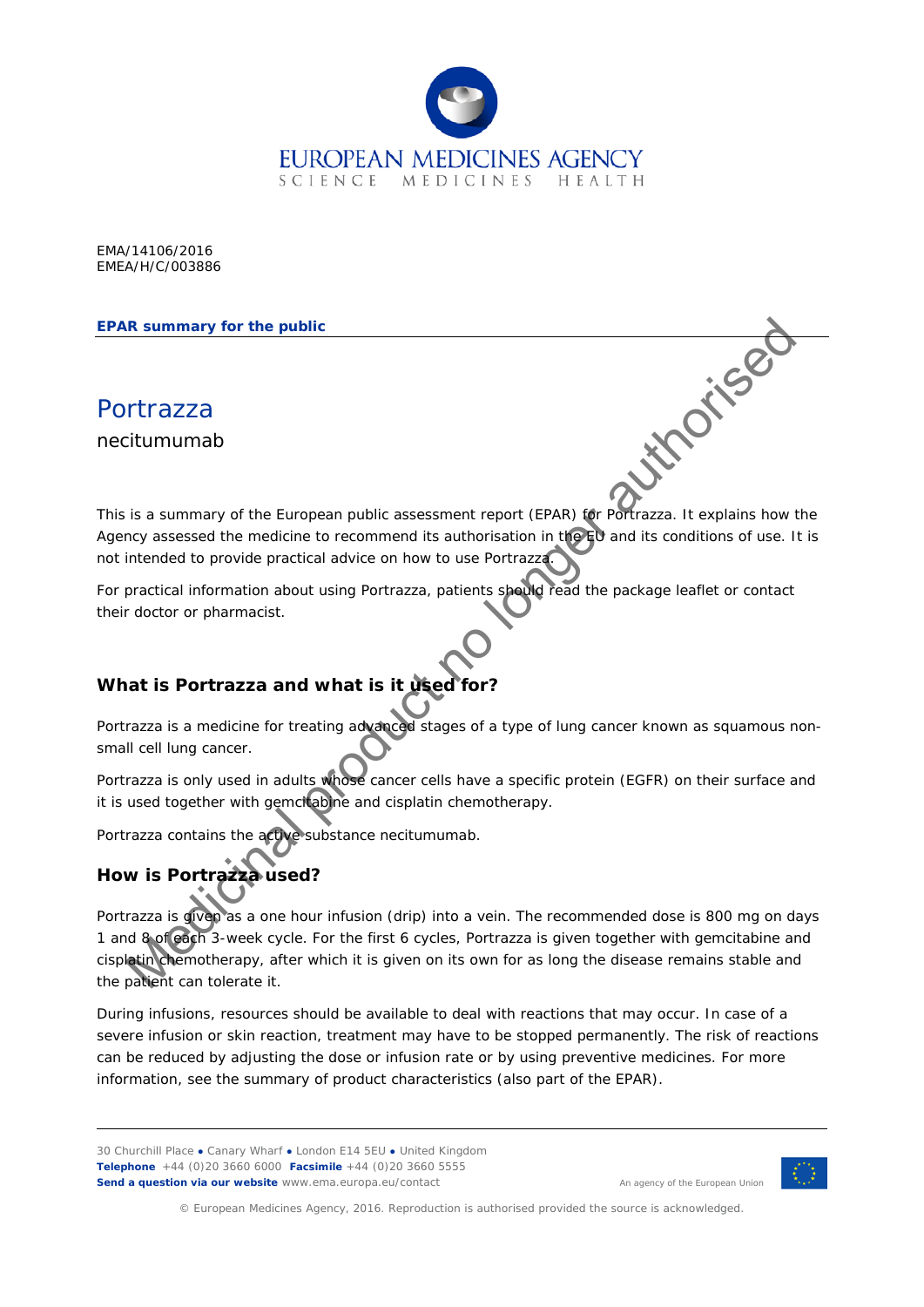EMA/14106/2016
EMEA/H/C/003886

**EPAR summary for the public**

# Portrazza

necitumumab

This is a summary of the European public assessment report (EPAR) for Portrazza. It explains how the Agency assessed the medicine to recommend its authorisation in the EU and its conditions of use. It is not intended to provide practical advice on how to use Portrazza.

For practical information about using Portrazza, patients should read the package leaflet or contact their doctor or pharmacist.

## What is Portrazza and what is it used for?

Portrazza is a medicine for treating advanced stages of a type of lung cancer known as squamous non-small cell lung cancer.

Portrazza is only used in adults whose cancer cells have a specific protein (EGFR) on their surface and it is used together with gemcitabine and cisplatin chemotherapy.

Portrazza contains the active substance necitumumab.

## How is Portrazza used?

Portrazza is given as a one hour infusion (drip) into a vein. The recommended dose is 800 mg on days 1 and 8 of each 3-week cycle. For the first 6 cycles, Portrazza is given together with gemcitabine and cisplatin chemotherapy, after which it is given on its own for as long the disease remains stable and the patient can tolerate it.

During infusions, resources should be available to deal with reactions that may occur. In case of a severe infusion or skin reaction, treatment may have to be stopped permanently. The risk of reactions can be reduced by adjusting the dose or infusion rate or by using preventive medicines. For more information, see the summary of product characteristics (also part of the EPAR).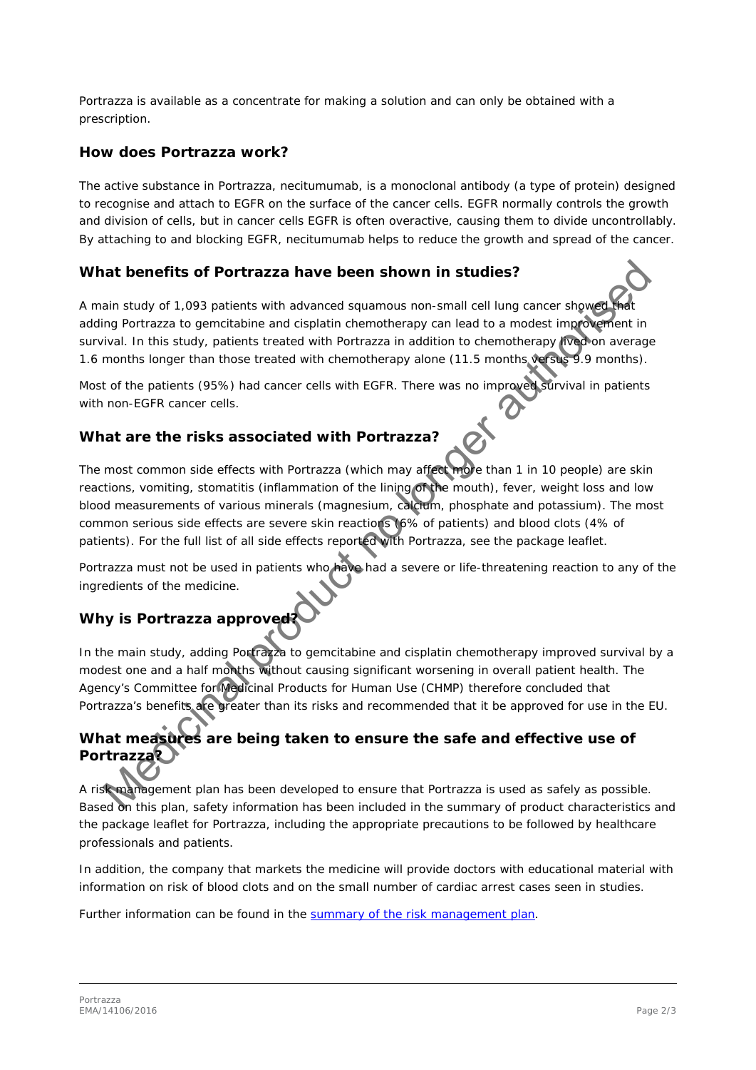Portrazza is available as a concentrate for making a solution and can only be obtained with a prescription.

## How does Portrazza work?

The active substance in Portrazza, necitumumab, is a monoclonal antibody (a type of protein) designed to recognise and attach to EGFR on the surface of the cancer cells. EGFR normally controls the growth and division of cells, but in cancer cells EGFR is often overactive, causing them to divide uncontrollably. By attaching to and blocking EGFR, necitumumab helps to reduce the growth and spread of the cancer.

## What benefits of Portrazza have been shown in studies?

A main study of 1,093 patients with advanced squamous non-small cell lung cancer showed that adding Portrazza to gemcitabine and cisplatin chemotherapy can lead to a modest improvement in survival. In this study, patients treated with Portrazza in addition to chemotherapy lived on average 1.6 months longer than those treated with chemotherapy alone (11.5 months versus 9.9 months).

Most of the patients (95%) had cancer cells with EGFR. There was no improved survival in patients with non-EGFR cancer cells.

## What are the risks associated with Portrazza?

The most common side effects with Portrazza (which may affect more than 1 in 10 people) are skin reactions, vomiting, stomatitis (inflammation of the lining of the mouth), fever, weight loss and low blood measurements of various minerals (magnesium, calcium, phosphate and potassium). The most common serious side effects are severe skin reactions (6% of patients) and blood clots (4% of patients). For the full list of all side effects reported with Portrazza, see the package leaflet.

Portrazza must not be used in patients who have had a severe or life-threatening reaction to any of the ingredients of the medicine.

## Why is Portrazza approved?

In the main study, adding Portrazza to gemcitabine and cisplatin chemotherapy improved survival by a modest one and a half months without causing significant worsening in overall patient health. The Agency's Committee for Medicinal Products for Human Use (CHMP) therefore concluded that Portrazza's benefits are greater than its risks and recommended that it be approved for use in the EU.

## What measures are being taken to ensure the safe and effective use of Portrazza?

A risk management plan has been developed to ensure that Portrazza is used as safely as possible. Based on this plan, safety information has been included in the summary of product characteristics and the package leaflet for Portrazza, including the appropriate precautions to be followed by healthcare professionals and patients.

In addition, the company that markets the medicine will provide doctors with educational material with information on risk of blood clots and on the small number of cardiac arrest cases seen in studies.

Further information can be found in the summary of the risk management plan.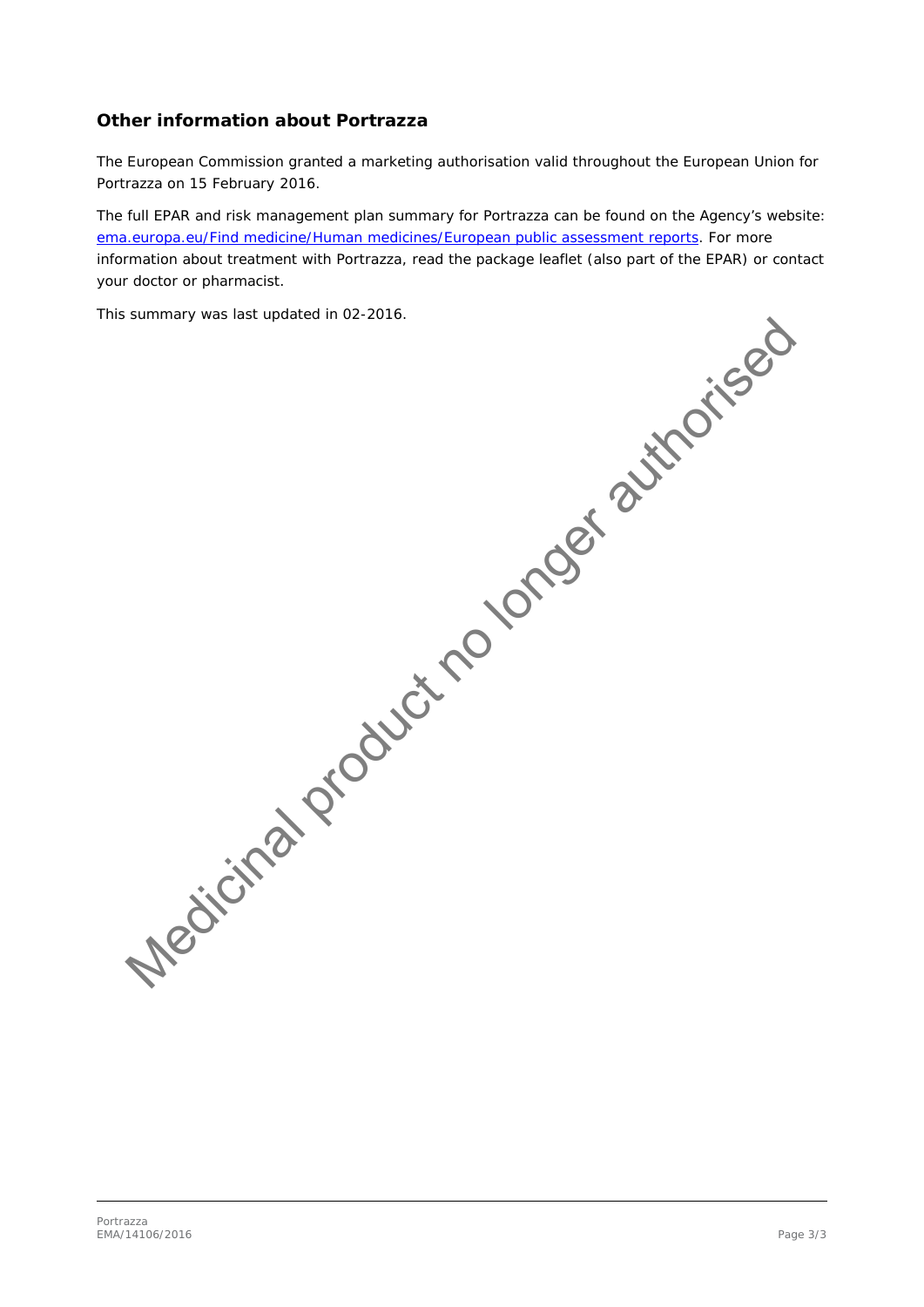## Other information about Portrazza

The European Commission granted a marketing authorisation valid throughout the European Union for Portrazza on 15 February 2016.

The full EPAR and risk management plan summary for Portrazza can be found on the Agency's website: ema.europa.eu/Find medicine/Human medicines/European public assessment reports. For more information about treatment with Portrazza, read the package leaflet (also part of the EPAR) or contact your doctor or pharmacist.

This summary was last updated in 02-2016.

Medicinal product no longer authorised